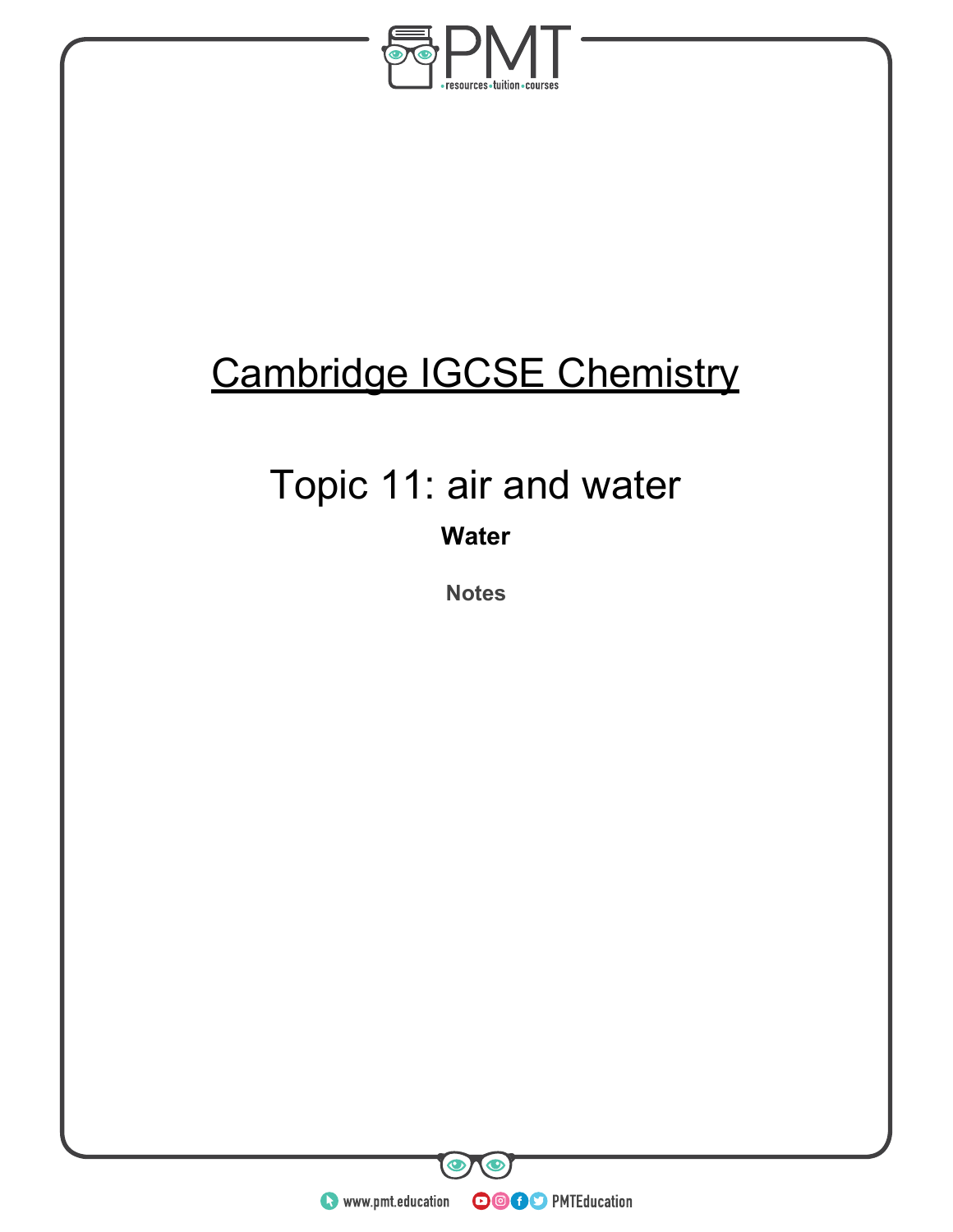# Cambridge IGCSE Chemistry

## Topic 11: air and water

### Water

Notes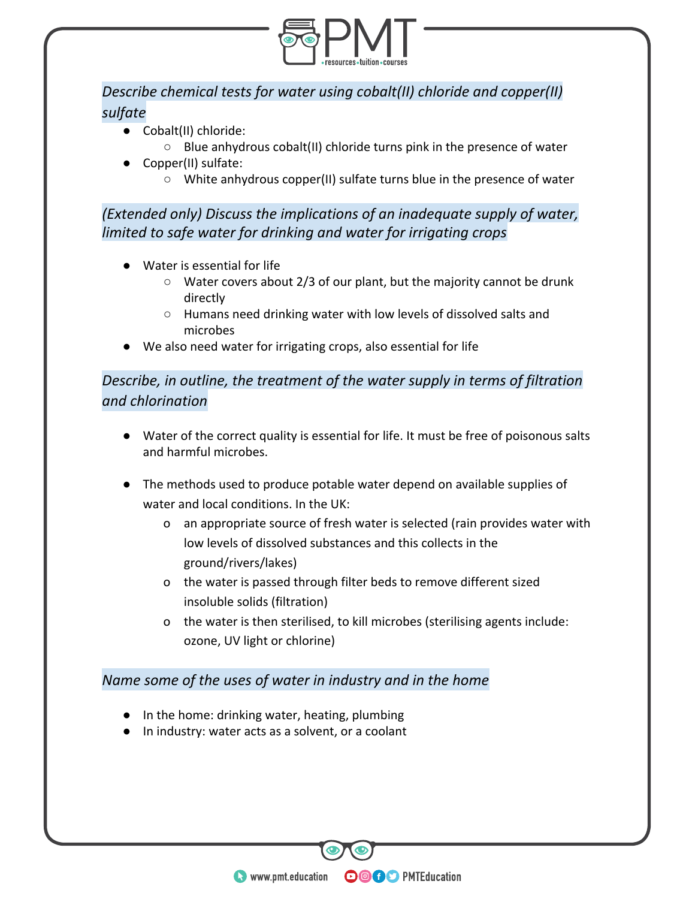*Describe chemical tests for water using cobalt(II) chloride and copper(II) sulfate*

- Cobalt(II) chloride:
  - Blue anhydrous cobalt(II) chloride turns pink in the presence of water
- Copper(II) sulfate:
  - White anhydrous copper(II) sulfate turns blue in the presence of water

*(Extended only) Discuss the implications of an inadequate supply of water, limited to safe water for drinking and water for irrigating crops*

- Water is essential for life
  - Water covers about 2/3 of our plant, but the majority cannot be drunk directly
  - Humans need drinking water with low levels of dissolved salts and microbes
- We also need water for irrigating crops, also essential for life

*Describe, in outline, the treatment of the water supply in terms of filtration and chlorination*

- Water of the correct quality is essential for life. It must be free of poisonous salts and harmful microbes.
- The methods used to produce potable water depend on available supplies of water and local conditions. In the UK:
  - an appropriate source of fresh water is selected (rain provides water with low levels of dissolved substances and this collects in the ground/rivers/lakes)
  - the water is passed through filter beds to remove different sized insoluble solids (filtration)
  - the water is then sterilised, to kill microbes (sterilising agents include: ozone, UV light or chlorine)

*Name some of the uses of water in industry and in the home*

- In the home: drinking water, heating, plumbing
- In industry: water acts as a solvent, or a coolant